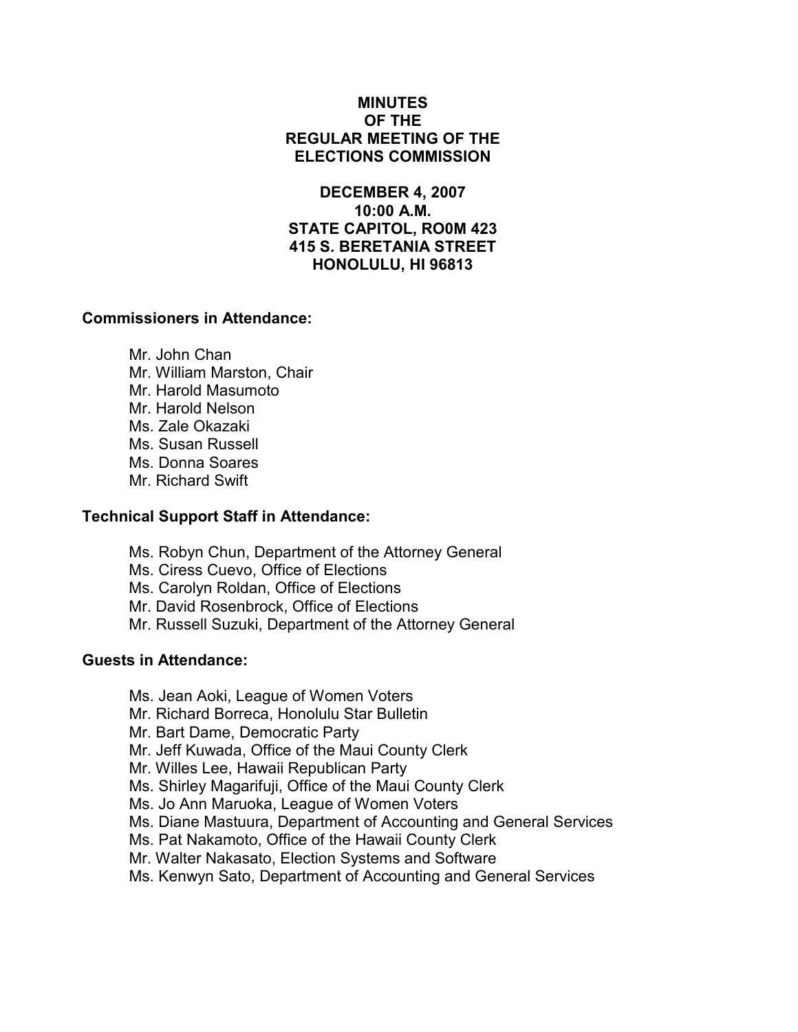# MINUTES
# OF THE
# REGULAR MEETING OF THE
# ELECTIONS COMMISSION

**DECEMBER 4, 2007**
**10:00 A.M.**
**STATE CAPITOL, RO0M 423**
**415 S. BERETANIA STREET**
**HONOLULU, HI 96813**

## Commissioners in Attendance:

Mr. John Chan
Mr. William Marston, Chair
Mr. Harold Masumoto
Mr. Harold Nelson
Ms. Zale Okazaki
Ms. Susan Russell
Ms. Donna Soares
Mr. Richard Swift

## Technical Support Staff in Attendance:

Ms. Robyn Chun, Department of the Attorney General
Ms. Ciress Cuevo, Office of Elections
Ms. Carolyn Roldan, Office of Elections
Mr. David Rosenbrock, Office of Elections
Mr. Russell Suzuki, Department of the Attorney General

## Guests in Attendance:

Ms. Jean Aoki, League of Women Voters
Mr. Richard Borreca, Honolulu Star Bulletin
Mr. Bart Dame, Democratic Party
Mr. Jeff Kuwada, Office of the Maui County Clerk
Mr. Willes Lee, Hawaii Republican Party
Ms. Shirley Magarifuji, Office of the Maui County Clerk
Ms. Jo Ann Maruoka, League of Women Voters
Ms. Diane Mastuura, Department of Accounting and General Services
Ms. Pat Nakamoto, Office of the Hawaii County Clerk
Mr. Walter Nakasato, Election Systems and Software
Ms. Kenwyn Sato, Department of Accounting and General Services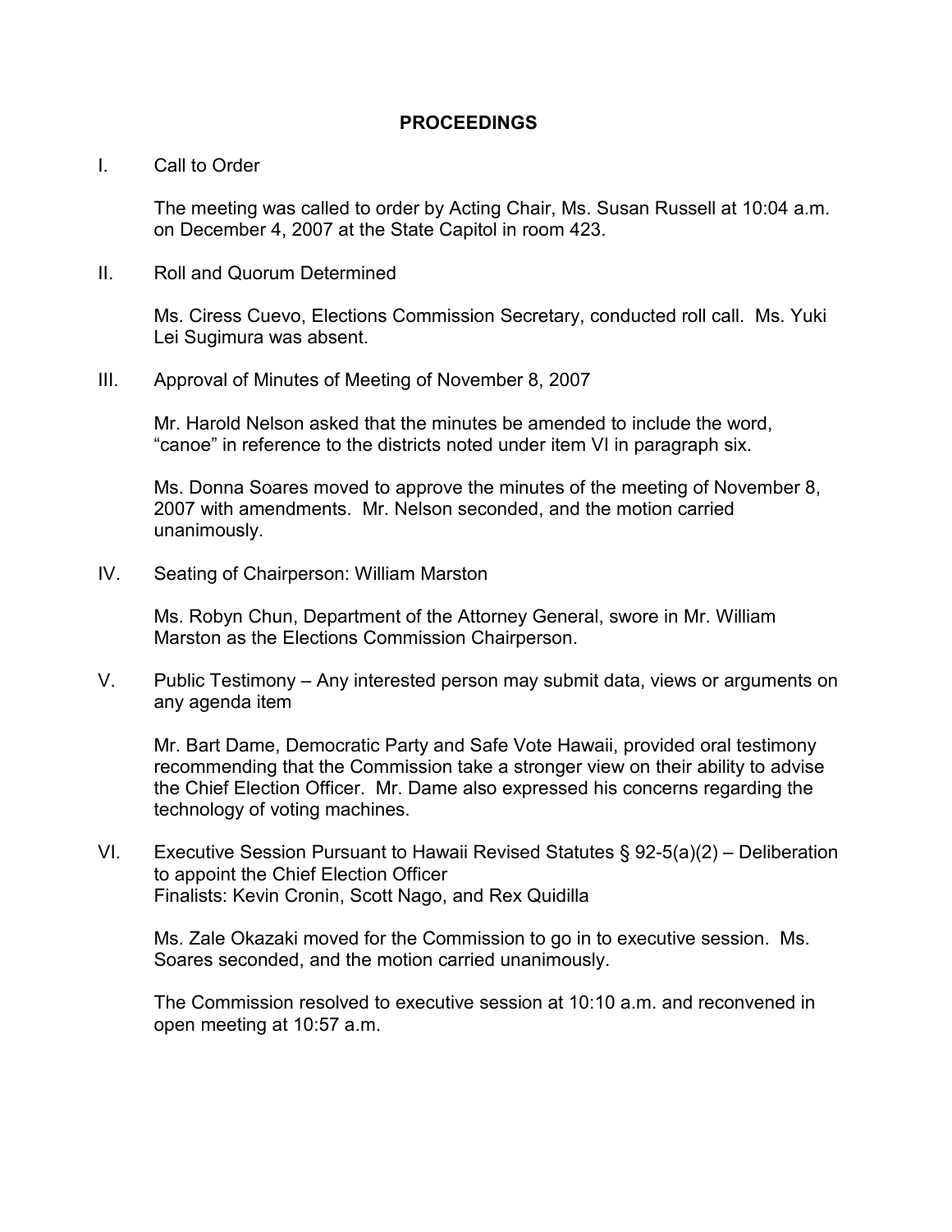## PROCEEDINGS

I. Call to Order

The meeting was called to order by Acting Chair, Ms. Susan Russell at 10:04 a.m. on December 4, 2007 at the State Capitol in room 423.

II. Roll and Quorum Determined

Ms. Ciress Cuevo, Elections Commission Secretary, conducted roll call. Ms. Yuki Lei Sugimura was absent.

III. Approval of Minutes of Meeting of November 8, 2007

Mr. Harold Nelson asked that the minutes be amended to include the word, "canoe" in reference to the districts noted under item VI in paragraph six.

Ms. Donna Soares moved to approve the minutes of the meeting of November 8, 2007 with amendments. Mr. Nelson seconded, and the motion carried unanimously.

IV. Seating of Chairperson: William Marston

Ms. Robyn Chun, Department of the Attorney General, swore in Mr. William Marston as the Elections Commission Chairperson.

V. Public Testimony – Any interested person may submit data, views or arguments on any agenda item

Mr. Bart Dame, Democratic Party and Safe Vote Hawaii, provided oral testimony recommending that the Commission take a stronger view on their ability to advise the Chief Election Officer. Mr. Dame also expressed his concerns regarding the technology of voting machines.

VI. Executive Session Pursuant to Hawaii Revised Statutes § 92-5(a)(2) – Deliberation to appoint the Chief Election Officer
Finalists: Kevin Cronin, Scott Nago, and Rex Quidilla

Ms. Zale Okazaki moved for the Commission to go in to executive session. Ms. Soares seconded, and the motion carried unanimously.

The Commission resolved to executive session at 10:10 a.m. and reconvened in open meeting at 10:57 a.m.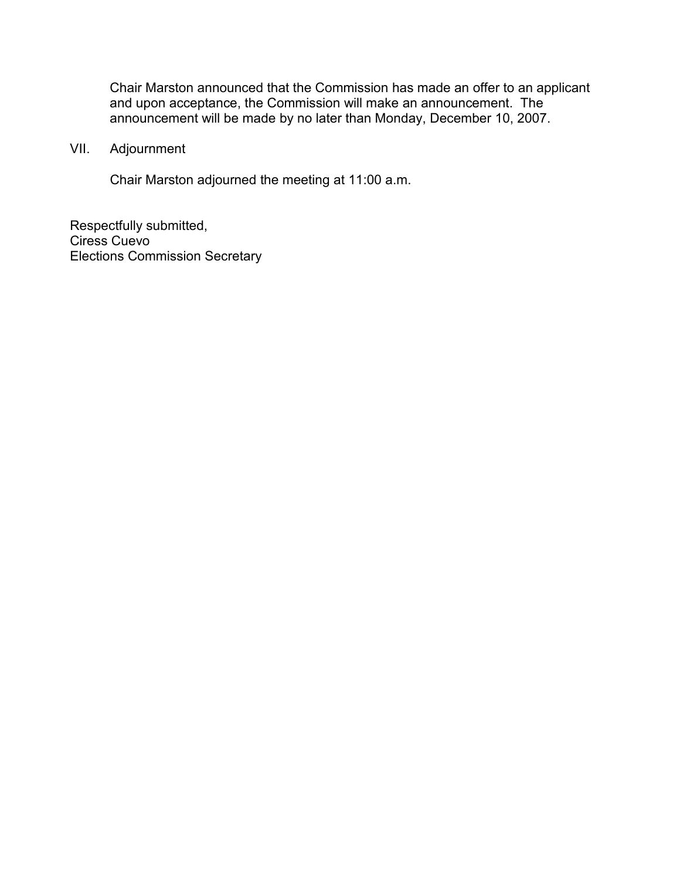Chair Marston announced that the Commission has made an offer to an applicant and upon acceptance, the Commission will make an announcement. The announcement will be made by no later than Monday, December 10, 2007.

## VII. Adjournment

Chair Marston adjourned the meeting at 11:00 a.m.

Respectfully submitted,
Ciress Cuevo
Elections Commission Secretary